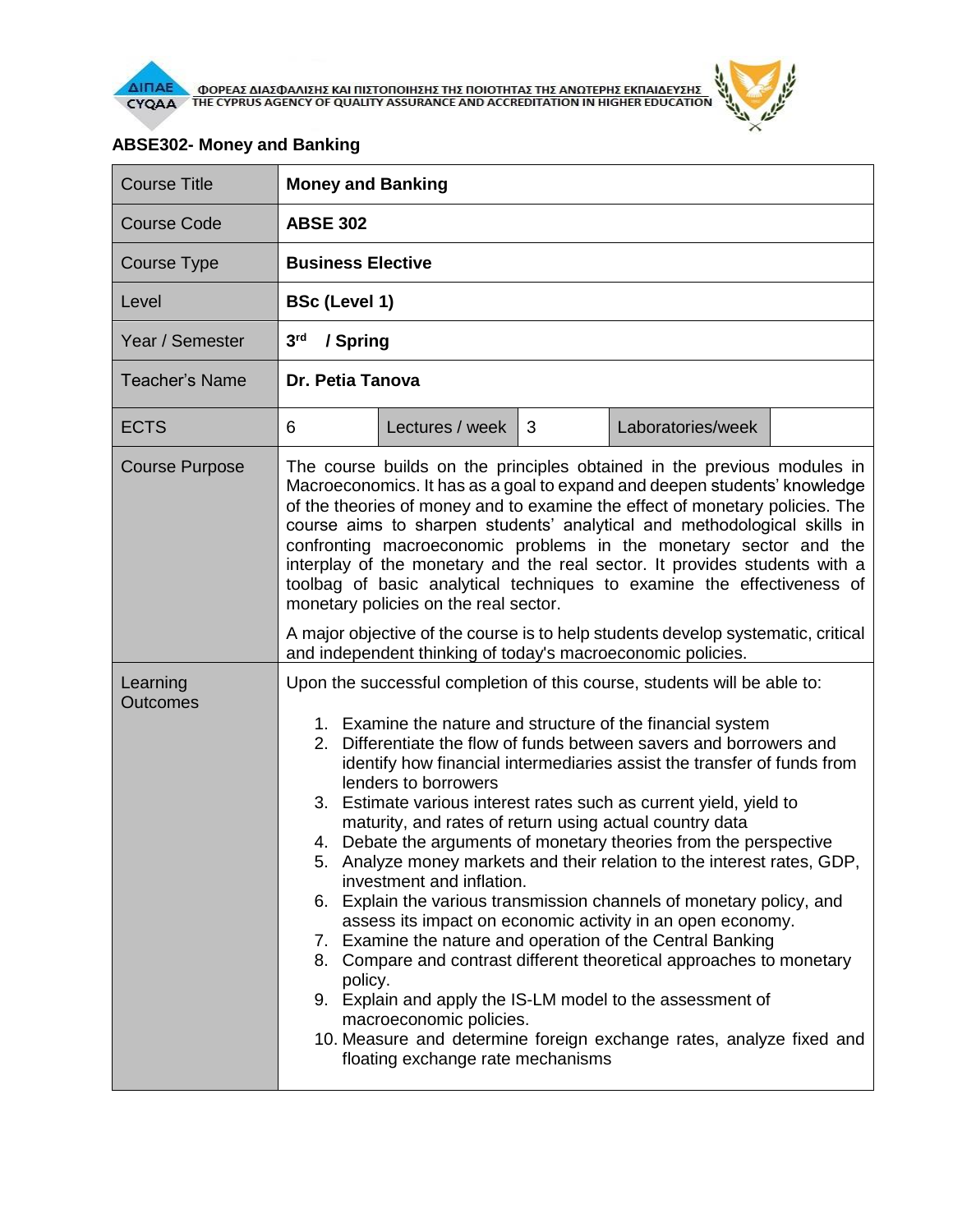ΦΟΡΕΑΣ ΔΙΑΣΦΑΛΙΣΗΣ ΚΑΙ ΠΙΣΤΟΠΟΙΗΣΗΣ ΤΗΣ ΠΟΙΟΤΗΤΑΣ ΤΗΣ ΑΝΩΤΕΡΗΣ ΕΚΠΑΙΔΕΥΣΗΣ
THE CYPRUS AGENCY OF QUALITY ASSURANCE AND ACCREDITATION IN HIGHER EDUCATION

**ABSE302- Money and Banking**

| Course Title | **Money and Banking** | | | | |
|---|---|---|---|---|---|
| Course Code | **ABSE 302** | | | | |
| Course Type | **Business Elective** | | | | |
| Level | **BSc (Level 1)** | | | | |
| Year / Semester | **3rd / Spring** | | | | |
| Teacher's Name | **Dr. Petia Tanova** | | | | |
| ECTS | 6 | Lectures / week | 3 | Laboratories/week | |
| Course Purpose | The course builds on the principles obtained in the previous modules in Macroeconomics. It has as a goal to expand and deepen students' knowledge of the theories of money and to examine the effect of monetary policies. The course aims to sharpen students' analytical and methodological skills in confronting macroeconomic problems in the monetary sector and the interplay of the monetary and the real sector. It provides students with a toolbag of basic analytical techniques to examine the effectiveness of monetary policies on the real sector.<br><br>A major objective of the course is to help students develop systematic, critical and independent thinking of today's macroeconomic policies. | | | | |
| Learning Outcomes | Upon the successful completion of this course, students will be able to:<br><br>1. Examine the nature and structure of the financial system<br>2. Differentiate the flow of funds between savers and borrowers and identify how financial intermediaries assist the transfer of funds from lenders to borrowers<br>3. Estimate various interest rates such as current yield, yield to maturity, and rates of return using actual country data<br>4. Debate the arguments of monetary theories from the perspective<br>5. Analyze money markets and their relation to the interest rates, GDP, investment and inflation.<br>6. Explain the various transmission channels of monetary policy, and assess its impact on economic activity in an open economy.<br>7. Examine the nature and operation of the Central Banking<br>8. Compare and contrast different theoretical approaches to monetary policy.<br>9. Explain and apply the IS-LM model to the assessment of macroeconomic policies.<br>10. Measure and determine foreign exchange rates, analyze fixed and floating exchange rate mechanisms | | | | |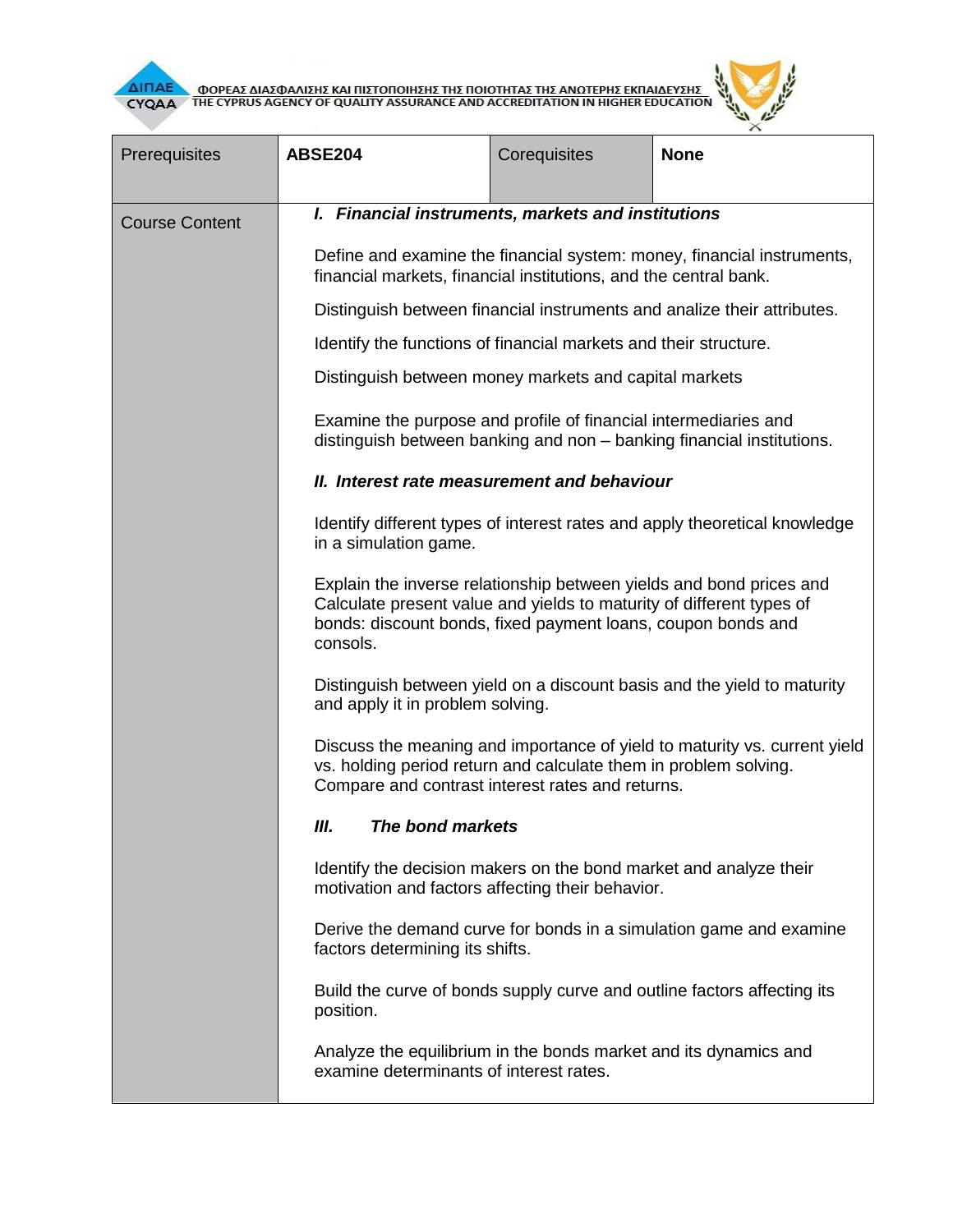| Prerequisites | **ABSE204** | Corequisites | **None** |
|---|---|---|---|
| Course Content | ***I. Financial instruments, markets and institutions***<br><br>Define and examine the financial system: money, financial instruments, financial markets, financial institutions, and the central bank.<br><br>Distinguish between financial instruments and analize their attributes.<br><br>Identify the functions of financial markets and their structure.<br><br>Distinguish between money markets and capital markets<br><br>Examine the purpose and profile of financial intermediaries and distinguish between banking and non – banking financial institutions.<br><br>***II. Interest rate measurement and behaviour***<br><br>Identify different types of interest rates and apply theoretical knowledge in a simulation game.<br><br>Explain the inverse relationship between yields and bond prices and Calculate present value and yields to maturity of different types of bonds: discount bonds, fixed payment loans, coupon bonds and consols.<br><br>Distinguish between yield on a discount basis and the yield to maturity and apply it in problem solving.<br><br>Discuss the meaning and importance of yield to maturity vs. current yield vs. holding period return and calculate them in problem solving. Compare and contrast interest rates and returns.<br><br>***III. The bond markets***<br><br>Identify the decision makers on the bond market and analyze their motivation and factors affecting their behavior.<br><br>Derive the demand curve for bonds in a simulation game and examine factors determining its shifts.<br><br>Build the curve of bonds supply curve and outline factors affecting its position.<br><br>Analyze the equilibrium in the bonds market and its dynamics and examine determinants of interest rates. | | |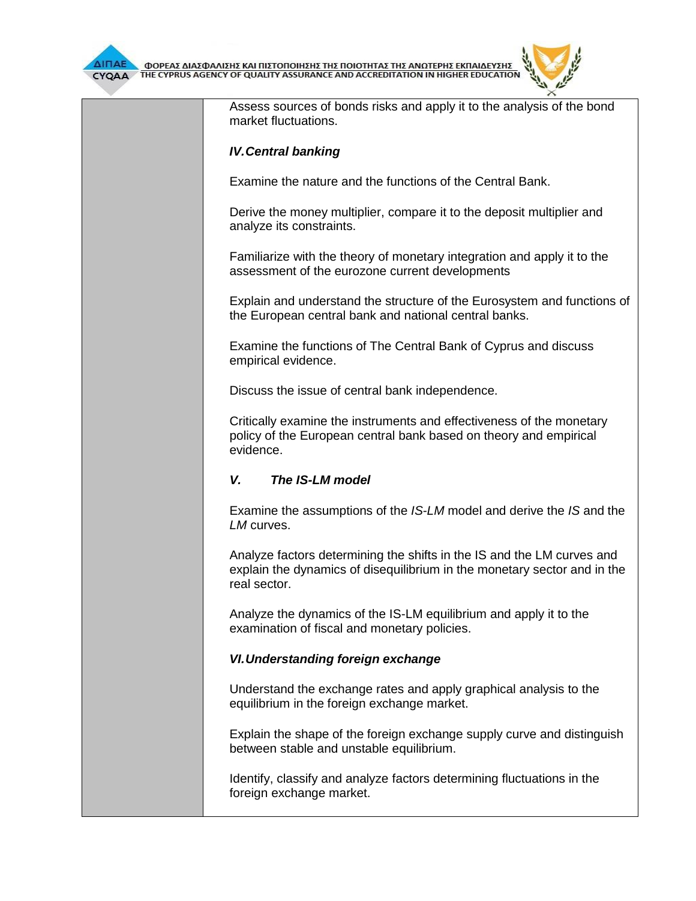Assess sources of bonds risks and apply it to the analysis of the bond market fluctuations.

***IV. Central banking***

Examine the nature and the functions of the Central Bank.

Derive the money multiplier, compare it to the deposit multiplier and analyze its constraints.

Familiarize with the theory of monetary integration and apply it to the assessment of the eurozone current developments

Explain and understand the structure of the Eurosystem and functions of the European central bank and national central banks.

Examine the functions of The Central Bank of Cyprus and discuss empirical evidence.

Discuss the issue of central bank independence.

Critically examine the instruments and effectiveness of the monetary policy of the European central bank based on theory and empirical evidence.

***V. The IS-LM model***

Examine the assumptions of the *IS-LM* model and derive the *IS* and the *LM* curves.

Analyze factors determining the shifts in the IS and the LM curves and explain the dynamics of disequilibrium in the monetary sector and in the real sector.

Analyze the dynamics of the IS-LM equilibrium and apply it to the examination of fiscal and monetary policies.

***VI. Understanding foreign exchange***

Understand the exchange rates and apply graphical analysis to the equilibrium in the foreign exchange market.

Explain the shape of the foreign exchange supply curve and distinguish between stable and unstable equilibrium.

Identify, classify and analyze factors determining fluctuations in the foreign exchange market.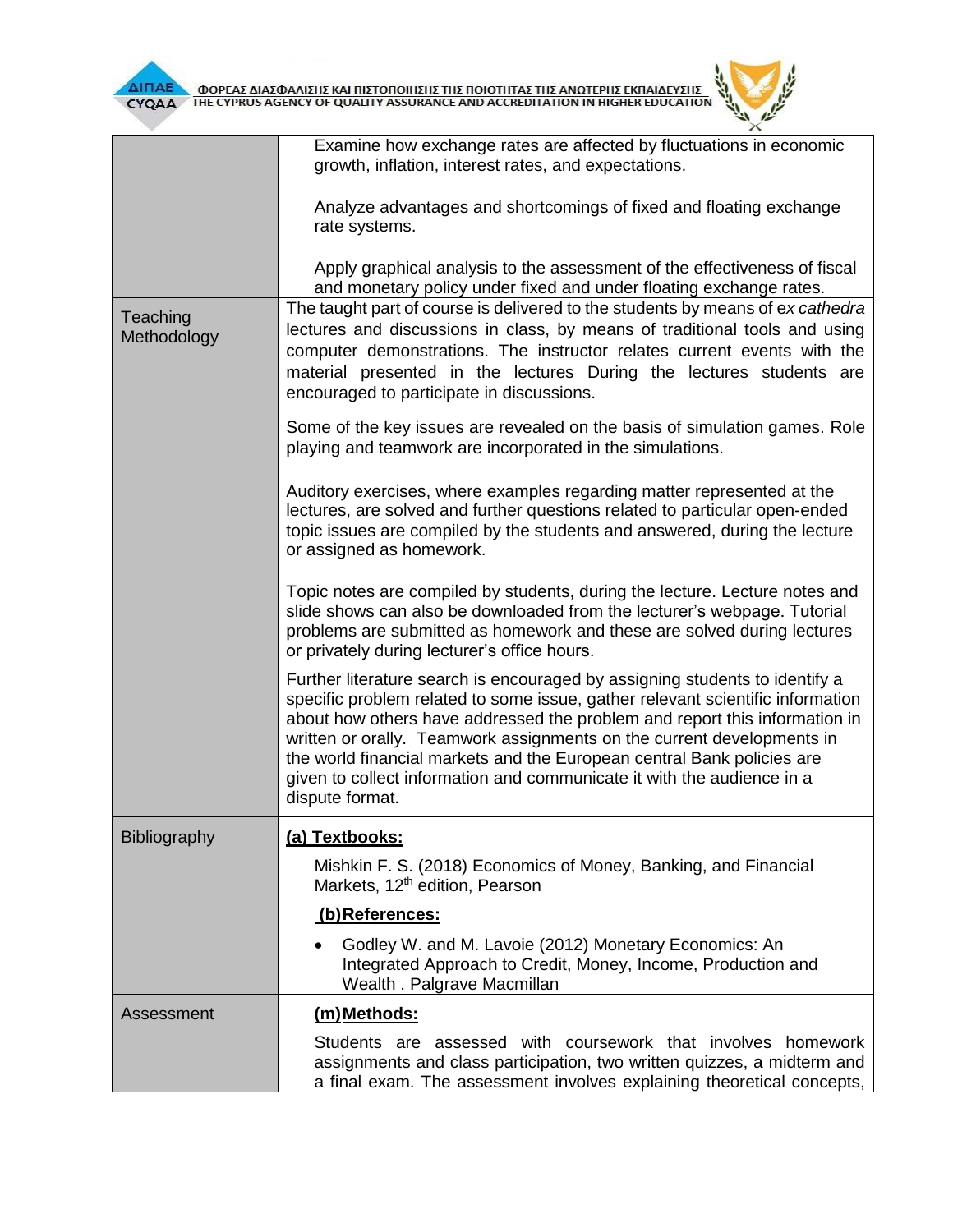| | |
|---|---|
| | Examine how exchange rates are affected by fluctuations in economic growth, inflation, interest rates, and expectations.<br><br>Analyze advantages and shortcomings of fixed and floating exchange rate systems.<br><br>Apply graphical analysis to the assessment of the effectiveness of fiscal and monetary policy under fixed and under floating exchange rates. |
| Teaching Methodology | The taught part of course is delivered to the students by means of *ex cathedra* lectures and discussions in class, by means of traditional tools and using computer demonstrations. The instructor relates current events with the material presented in the lectures During the lectures students are encouraged to participate in discussions.<br><br>Some of the key issues are revealed on the basis of simulation games. Role playing and teamwork are incorporated in the simulations.<br><br>Auditory exercises, where examples regarding matter represented at the lectures, are solved and further questions related to particular open-ended topic issues are compiled by the students and answered, during the lecture or assigned as homework.<br><br>Topic notes are compiled by students, during the lecture. Lecture notes and slide shows can also be downloaded from the lecturer's webpage. Tutorial problems are submitted as homework and these are solved during lectures or privately during lecturer's office hours.<br><br>Further literature search is encouraged by assigning students to identify a specific problem related to some issue, gather relevant scientific information about how others have addressed the problem and report this information in written or orally. Teamwork assignments on the current developments in the world financial markets and the European central Bank policies are given to collect information and communicate it with the audience in a dispute format. |
| Bibliography | **(a) Textbooks:**<br><br>Mishkin F. S. (2018) Economics of Money, Banking, and Financial Markets, 12th edition, Pearson<br><br>**(b) References:**<br><br>• Godley W. and M. Lavoie (2012) Monetary Economics: An Integrated Approach to Credit, Money, Income, Production and Wealth . Palgrave Macmillan |
| Assessment | **(m) Methods:**<br><br>Students are assessed with coursework that involves homework assignments and class participation, two written quizzes, a midterm and a final exam. The assessment involves explaining theoretical concepts, |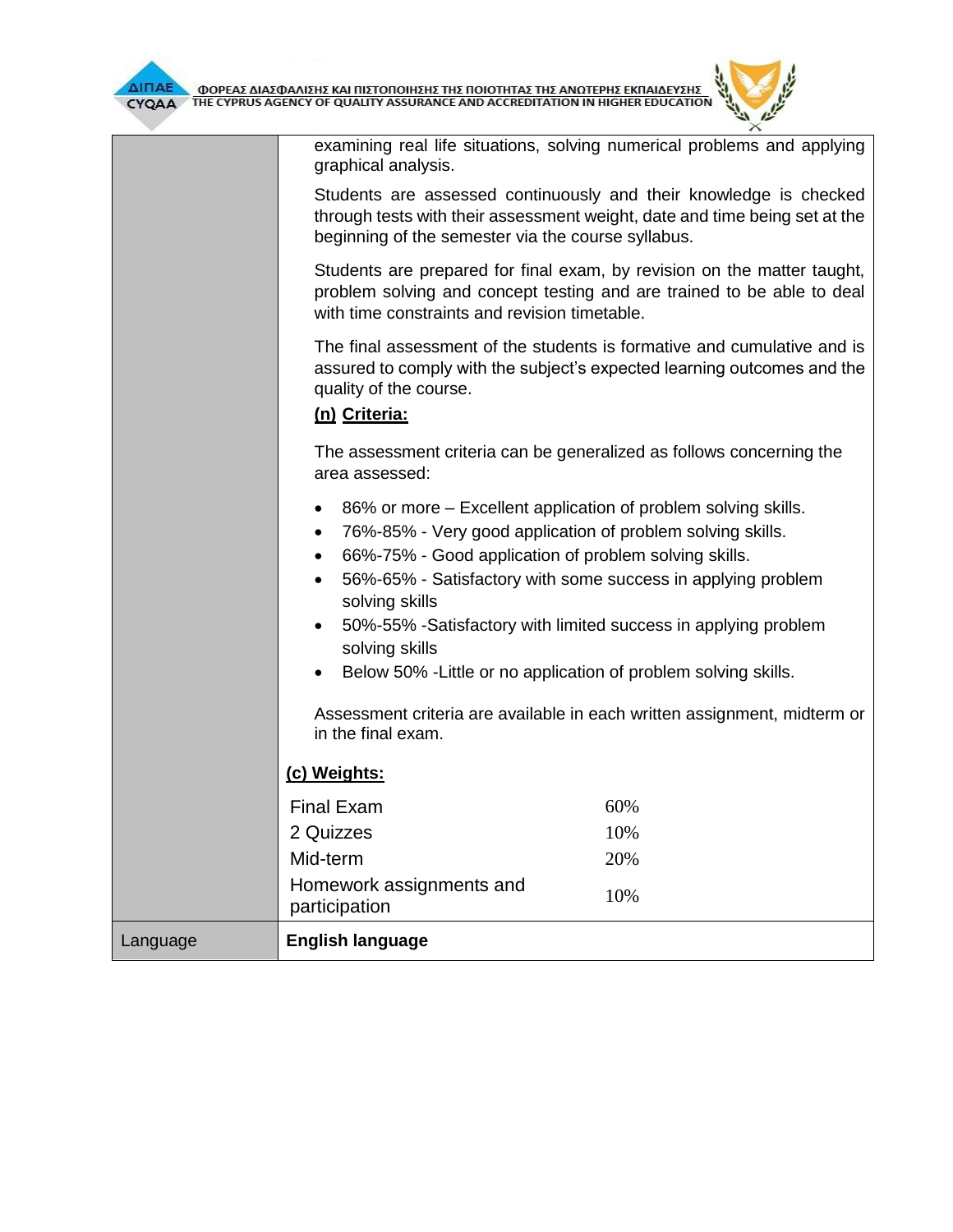| | |
|---|---|
| | examining real life situations, solving numerical problems and applying graphical analysis.<br><br>Students are assessed continuously and their knowledge is checked through tests with their assessment weight, date and time being set at the beginning of the semester via the course syllabus.<br><br>Students are prepared for final exam, by revision on the matter taught, problem solving and concept testing and are trained to be able to deal with time constraints and revision timetable.<br><br>The final assessment of the students is formative and cumulative and is assured to comply with the subject's expected learning outcomes and the quality of the course.<br><br>**(n) Criteria:**<br><br>The assessment criteria can be generalized as follows concerning the area assessed:<br><br>• 86% or more – Excellent application of problem solving skills.<br>• 76%-85% - Very good application of problem solving skills.<br>• 66%-75% - Good application of problem solving skills.<br>• 56%-65% - Satisfactory with some success in applying problem solving skills<br>• 50%-55% -Satisfactory with limited success in applying problem solving skills<br>• Below 50% -Little or no application of problem solving skills.<br><br>Assessment criteria are available in each written assignment, midterm or in the final exam.<br><br>**(c) Weights:**<br><br>Final Exam — 60%<br>2 Quizzes — 10%<br>Mid-term — 20%<br>Homework assignments and participation — 10% |
| Language | **English language** |